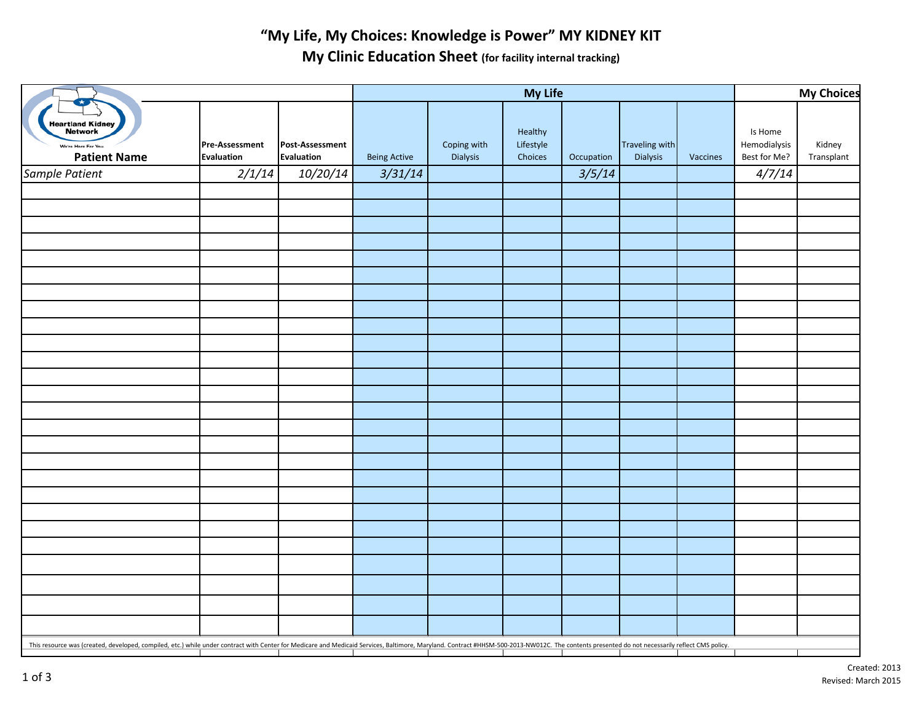# "My Life, My Choices: Knowledge is Power" MY KIDNEY KIT

## My Clinic Education Sheet (for facility internal tracking)

Heartland Kidney Network
We're Here For You

| | | | My Life | | | | | | My Choices | |
|---|---|---|---|---|---|---|---|---|---|---|
| **Patient Name** | **Pre-Assessment Evaluation** | **Post-Assessment Evaluation** | Being Active | Coping with Dialysis | Healthy Lifestyle Choices | Occupation | Traveling with Dialysis | Vaccines | Is Home Hemodialysis Best for Me? | Kidney Transplant |
| *Sample Patient* | *2/1/14* | *10/20/14* | *3/31/14* | | | *3/5/14* | | | *4/7/14* | |
| | | | | | | | | | | |
| | | | | | | | | | | |
| | | | | | | | | | | |
| | | | | | | | | | | |
| | | | | | | | | | | |
| | | | | | | | | | | |
| | | | | | | | | | | |
| | | | | | | | | | | |
| | | | | | | | | | | |
| | | | | | | | | | | |
| | | | | | | | | | | |
| | | | | | | | | | | |
| | | | | | | | | | | |
| | | | | | | | | | | |
| | | | | | | | | | | |
| | | | | | | | | | | |
| | | | | | | | | | | |
| | | | | | | | | | | |
| | | | | | | | | | | |
| | | | | | | | | | | |
| | | | | | | | | | | |
| | | | | | | | | | | |
| | | | | | | | | | | |
| | | | | | | | | | | |
| | | | | | | | | | | |
| | | | | | | | | | | |

This resource was (created, developed, compiled, etc.) while under contract with Center for Medicare and Medicaid Services, Baltimore, Maryland. Contract #HHSM-500-2013-NW012C. The contents presented do not necessarily reflect CMS policy.

Created: 2013
Revised: March 2015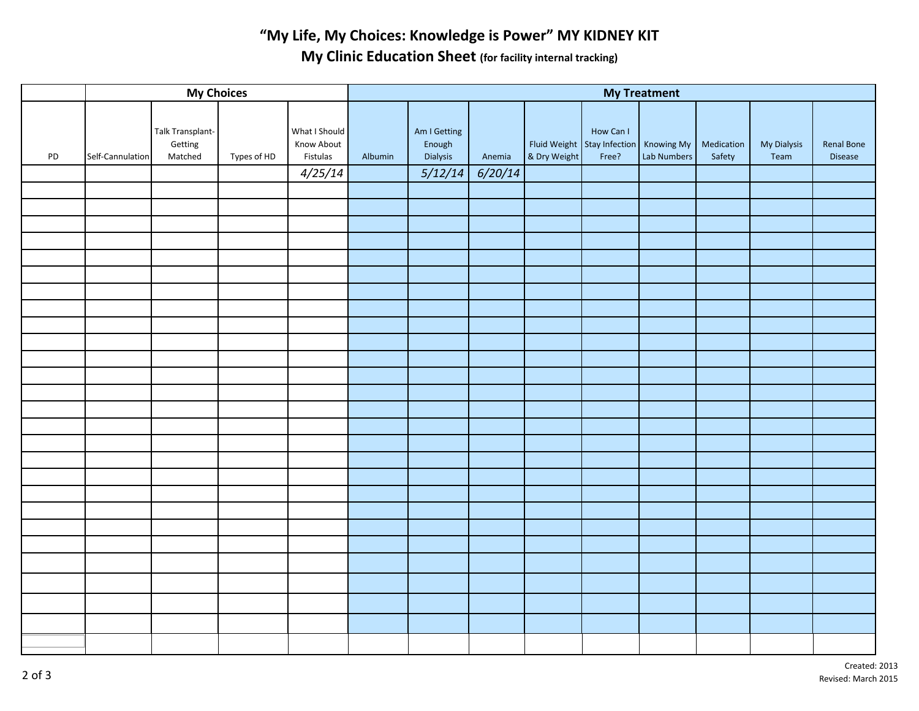# "My Life, My Choices: Knowledge is Power" MY KIDNEY KIT

## My Clinic Education Sheet (for facility internal tracking)

| | My Choices | | | | My Treatment | | | | | | | | |
|---|---|---|---|---|---|---|---|---|---|---|---|---|---|
| PD | Self-Cannulation | Talk Transplant-Getting Matched | Types of HD | What I Should Know About Fistulas | Albumin | Am I Getting Enough Dialysis | Anemia | Fluid Weight & Dry Weight | How Can I Stay Infection Free? | Knowing My Lab Numbers | Medication Safety | My Dialysis Team | Renal Bone Disease |
| | | | | *4/25/14* | | *5/12/14* | *6/20/14* | | | | | | |
| | | | | | | | | | | | | | |
| | | | | | | | | | | | | | |
| | | | | | | | | | | | | | |
| | | | | | | | | | | | | | |
| | | | | | | | | | | | | | |
| | | | | | | | | | | | | | |
| | | | | | | | | | | | | | |
| | | | | | | | | | | | | | |
| | | | | | | | | | | | | | |
| | | | | | | | | | | | | | |
| | | | | | | | | | | | | | |
| | | | | | | | | | | | | | |
| | | | | | | | | | | | | | |
| | | | | | | | | | | | | | |
| | | | | | | | | | | | | | |
| | | | | | | | | | | | | | |
| | | | | | | | | | | | | | |
| | | | | | | | | | | | | | |
| | | | | | | | | | | | | | |
| | | | | | | | | | | | | | |
| | | | | | | | | | | | | | |
| | | | | | | | | | | | | | |
| | | | | | | | | | | | | | |
| | | | | | | | | | | | | | |
| | | | | | | | | | | | | | |
| | | | | | | | | | | | | | |
| | | | | | | | | | | | | | |

Created: 2013
Revised: March 2015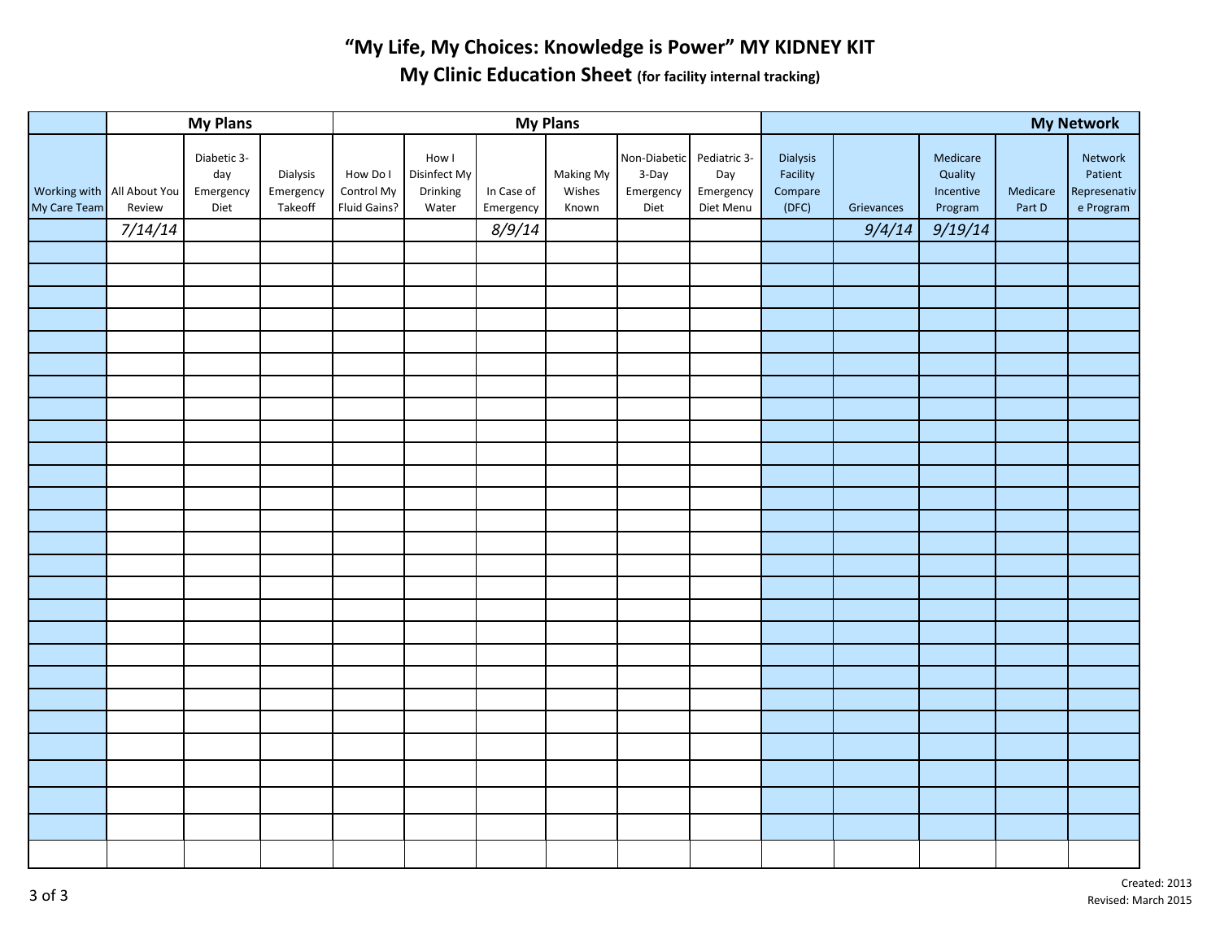# "My Life, My Choices: Knowledge is Power" MY KIDNEY KIT

## My Clinic Education Sheet (for facility internal tracking)

| | My Plans | | | My Plans | | | | | | My Network | | | | |
|---|---|---|---|---|---|---|---|---|---|---|---|---|---|---|
| Working with My Care Team | All About You Review | Diabetic 3-day Emergency Diet | Dialysis Emergency Takeoff | How Do I Control My Fluid Gains? | How I Disinfect My Drinking Water | In Case of Emergency | Making My Wishes Known | Non-Diabetic 3-Day Emergency Diet | Pediatric 3-Day Emergency Diet Menu | Dialysis Facility Compare (DFC) | Grievances | Medicare Quality Incentive Program | Medicare Part D | Network Patient Represenative Program |
| | *7/14/14* | | | | | *8/9/14* | | | | | *9/4/14* | *9/19/14* | | |
| | | | | | | | | | | | | | | |
| | | | | | | | | | | | | | | |
| | | | | | | | | | | | | | | |
| | | | | | | | | | | | | | | |
| | | | | | | | | | | | | | | |
| | | | | | | | | | | | | | | |
| | | | | | | | | | | | | | | |
| | | | | | | | | | | | | | | |
| | | | | | | | | | | | | | | |
| | | | | | | | | | | | | | | |
| | | | | | | | | | | | | | | |
| | | | | | | | | | | | | | | |
| | | | | | | | | | | | | | | |
| | | | | | | | | | | | | | | |
| | | | | | | | | | | | | | | |
| | | | | | | | | | | | | | | |
| | | | | | | | | | | | | | | |
| | | | | | | | | | | | | | | |
| | | | | | | | | | | | | | | |
| | | | | | | | | | | | | | | |
| | | | | | | | | | | | | | | |
| | | | | | | | | | | | | | | |
| | | | | | | | | | | | | | | |
| | | | | | | | | | | | | | | |
| | | | | | | | | | | | | | | |
| | | | | | | | | | | | | | | |

Created: 2013
Revised: March 2015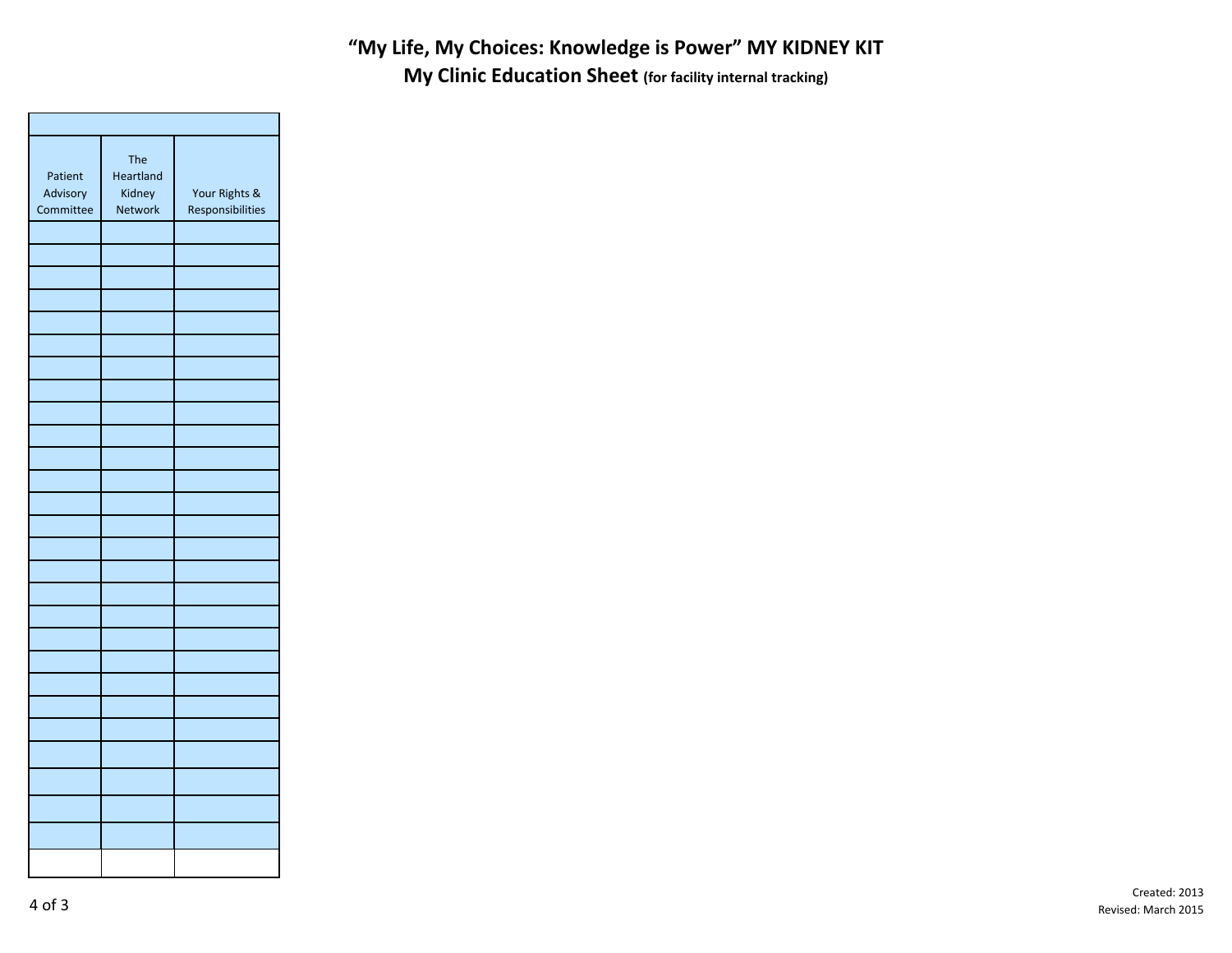# "My Life, My Choices: Knowledge is Power" MY KIDNEY KIT

## My Clinic Education Sheet (for facility internal tracking)

| | | |
|---|---|---|
| Patient Advisory Committee | The Heartland Kidney Network | Your Rights & Responsibilities |
| | | |
| | | |
| | | |
| | | |
| | | |
| | | |
| | | |
| | | |
| | | |
| | | |
| | | |
| | | |
| | | |
| | | |
| | | |
| | | |
| | | |
| | | |
| | | |
| | | |
| | | |
| | | |
| | | |
| | | |
| | | |
| | | |
| | | |

Created: 2013
Revised: March 2015